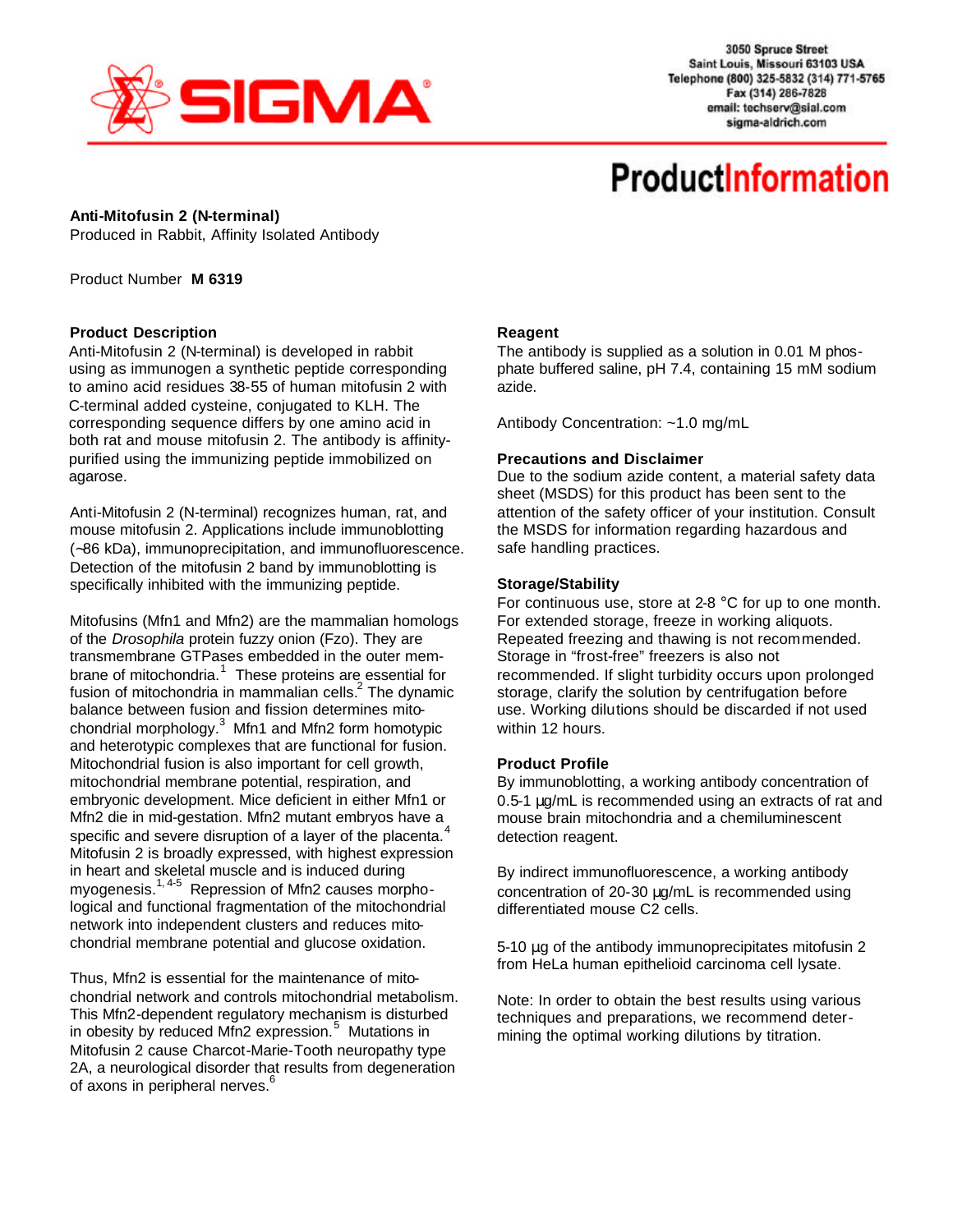3050 Spruce Street
Saint Louis, Missouri 63103 USA
Telephone (800) 325-5832 (314) 771-5765
Fax (314) 286-7828
email: techserv@sial.com
sigma-aldrich.com

# ProductInformation

**Anti-Mitofusin 2 (N-terminal)**
Produced in Rabbit, Affinity Isolated Antibody

Product Number **M 6319**

## Product Description

Anti-Mitofusin 2 (N-terminal) is developed in rabbit using as immunogen a synthetic peptide corresponding to amino acid residues 38-55 of human mitofusin 2 with C-terminal added cysteine, conjugated to KLH. The corresponding sequence differs by one amino acid in both rat and mouse mitofusin 2. The antibody is affinity-purified using the immunizing peptide immobilized on agarose.

Anti-Mitofusin 2 (N-terminal) recognizes human, rat, and mouse mitofusin 2. Applications include immunoblotting (~86 kDa), immunoprecipitation, and immunofluorescence. Detection of the mitofusin 2 band by immunoblotting is specifically inhibited with the immunizing peptide.

Mitofusins (Mfn1 and Mfn2) are the mammalian homologs of the *Drosophila* protein fuzzy onion (Fzo). They are transmembrane GTPases embedded in the outer membrane of mitochondria.[1] These proteins are essential for fusion of mitochondria in mammalian cells.[2] The dynamic balance between fusion and fission determines mitochondrial morphology.[3] Mfn1 and Mfn2 form homotypic and heterotypic complexes that are functional for fusion. Mitochondrial fusion is also important for cell growth, mitochondrial membrane potential, respiration, and embryonic development. Mice deficient in either Mfn1 or Mfn2 die in mid-gestation. Mfn2 mutant embryos have a specific and severe disruption of a layer of the placenta.[4] Mitofusin 2 is broadly expressed, with highest expression in heart and skeletal muscle and is induced during myogenesis.[1, 4-5] Repression of Mfn2 causes morphological and functional fragmentation of the mitochondrial network into independent clusters and reduces mitochondrial membrane potential and glucose oxidation.

Thus, Mfn2 is essential for the maintenance of mitochondrial network and controls mitochondrial metabolism. This Mfn2-dependent regulatory mechanism is disturbed in obesity by reduced Mfn2 expression.[5] Mutations in Mitofusin 2 cause Charcot-Marie-Tooth neuropathy type 2A, a neurological disorder that results from degeneration of axons in peripheral nerves.[6]

## Reagent

The antibody is supplied as a solution in 0.01 M phosphate buffered saline, pH 7.4, containing 15 mM sodium azide.

Antibody Concentration: ~1.0 mg/mL

## Precautions and Disclaimer

Due to the sodium azide content, a material safety data sheet (MSDS) for this product has been sent to the attention of the safety officer of your institution. Consult the MSDS for information regarding hazardous and safe handling practices.

## Storage/Stability

For continuous use, store at 2-8 °C for up to one month. For extended storage, freeze in working aliquots. Repeated freezing and thawing is not recommended. Storage in "frost-free" freezers is also not recommended. If slight turbidity occurs upon prolonged storage, clarify the solution by centrifugation before use. Working dilutions should be discarded if not used within 12 hours.

## Product Profile

By immunoblotting, a working antibody concentration of 0.5-1 µg/mL is recommended using an extracts of rat and mouse brain mitochondria and a chemiluminescent detection reagent.

By indirect immunofluorescence, a working antibody concentration of 20-30 µg/mL is recommended using differentiated mouse C2 cells.

5-10 µg of the antibody immunoprecipitates mitofusin 2 from HeLa human epithelioid carcinoma cell lysate.

Note: In order to obtain the best results using various techniques and preparations, we recommend determining the optimal working dilutions by titration.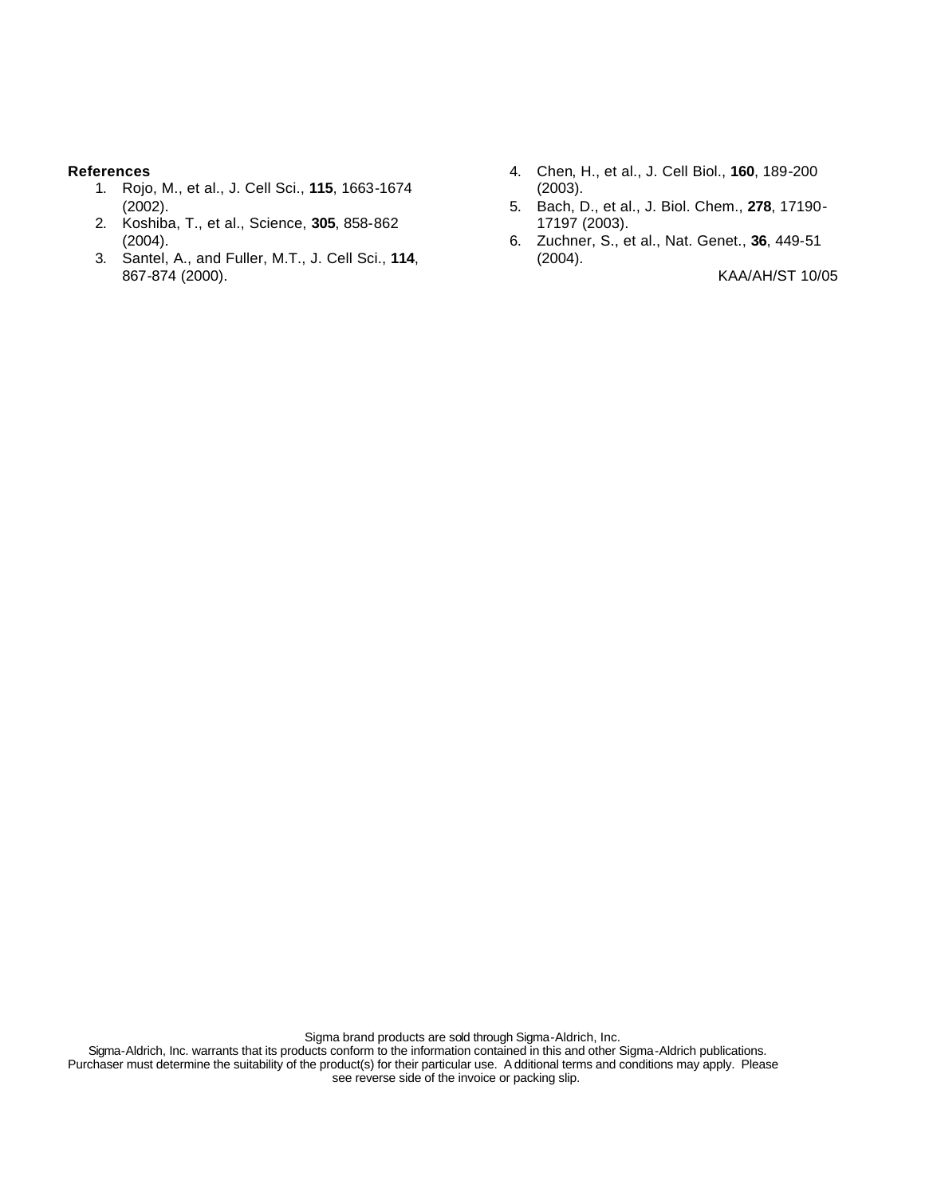**References**

1. Rojo, M., et al., J. Cell Sci., **115**, 1663-1674 (2002).
2. Koshiba, T., et al., Science, **305**, 858-862 (2004).
3. Santel, A., and Fuller, M.T., J. Cell Sci., **114**, 867-874 (2000).
4. Chen, H., et al., J. Cell Biol., **160**, 189-200 (2003).
5. Bach, D., et al., J. Biol. Chem., **278**, 17190-17197 (2003).
6. Zuchner, S., et al., Nat. Genet., **36**, 449-51 (2004).

KAA/AH/ST 10/05

Sigma brand products are sold through Sigma-Aldrich, Inc.
Sigma-Aldrich, Inc. warrants that its products conform to the information contained in this and other Sigma-Aldrich publications. Purchaser must determine the suitability of the product(s) for their particular use. Additional terms and conditions may apply. Please see reverse side of the invoice or packing slip.